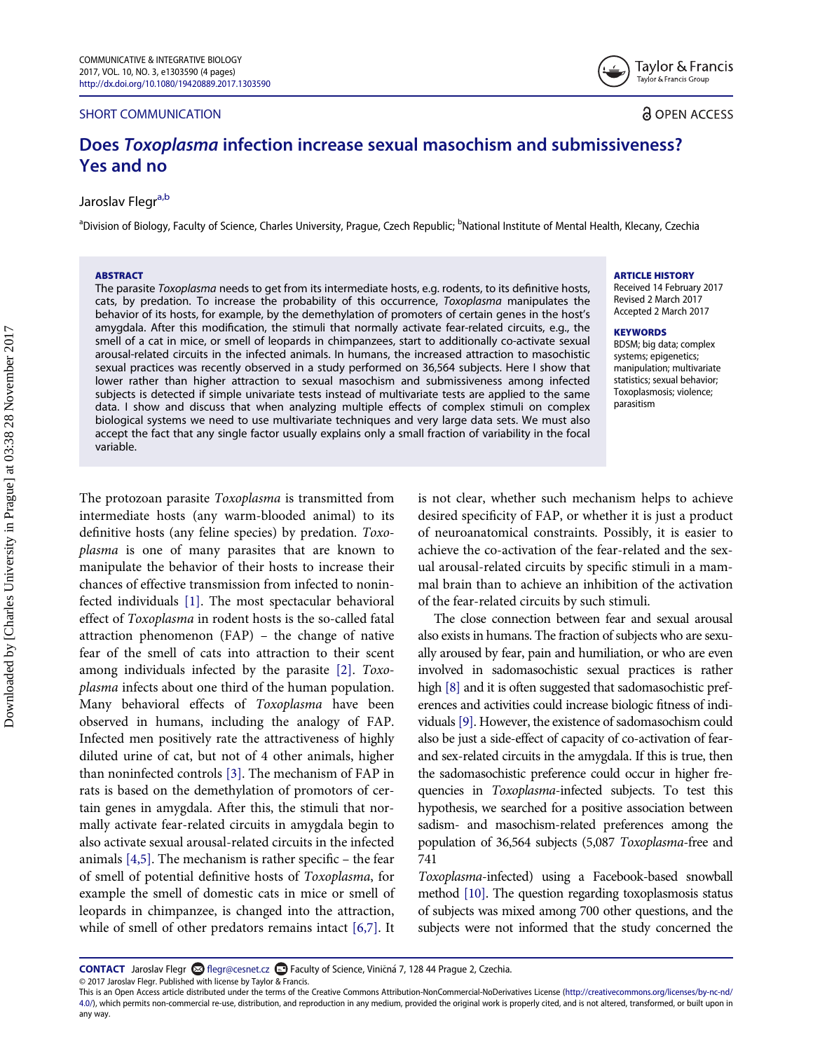SHORT COMMUNICATION

OPEN ACCESS

# Does *Toxoplasma* infection increase sexual masochism and submissiveness? Yes and no

Jaroslav Flegr[a,b]

[a]Division of Biology, Faculty of Science, Charles University, Prague, Czech Republic; [b]National Institute of Mental Health, Klecany, Czechia

**ABSTRACT**

The parasite *Toxoplasma* needs to get from its intermediate hosts, e.g. rodents, to its definitive hosts, cats, by predation. To increase the probability of this occurrence, *Toxoplasma* manipulates the behavior of its hosts, for example, by the demethylation of promoters of certain genes in the host's amygdala. After this modification, the stimuli that normally activate fear-related circuits, e.g., the smell of a cat in mice, or smell of leopards in chimpanzees, start to additionally co-activate sexual arousal-related circuits in the infected animals. In humans, the increased attraction to masochistic sexual practices was recently observed in a study performed on 36,564 subjects. Here I show that lower rather than higher attraction to sexual masochism and submissiveness among infected subjects is detected if simple univariate tests instead of multivariate tests are applied to the same data. I show and discuss that when analyzing multiple effects of complex stimuli on complex biological systems we need to use multivariate techniques and very large data sets. We must also accept the fact that any single factor usually explains only a small fraction of variability in the focal variable.

**ARTICLE HISTORY**

Received 14 February 2017
Revised 2 March 2017
Accepted 2 March 2017

**KEYWORDS**

BDSM; big data; complex systems; epigenetics; manipulation; multivariate statistics; sexual behavior; Toxoplasmosis; violence; parasitism

The protozoan parasite *Toxoplasma* is transmitted from intermediate hosts (any warm-blooded animal) to its definitive hosts (any feline species) by predation. *Toxoplasma* is one of many parasites that are known to manipulate the behavior of their hosts to increase their chances of effective transmission from infected to noninfected individuals [1]. The most spectacular behavioral effect of *Toxoplasma* in rodent hosts is the so-called fatal attraction phenomenon (FAP) – the change of native fear of the smell of cats into attraction to their scent among individuals infected by the parasite [2]. *Toxoplasma* infects about one third of the human population. Many behavioral effects of *Toxoplasma* have been observed in humans, including the analogy of FAP. Infected men positively rate the attractiveness of highly diluted urine of cat, but not of 4 other animals, higher than noninfected controls [3]. The mechanism of FAP in rats is based on the demethylation of promoters of certain genes in amygdala. After this, the stimuli that normally activate fear-related circuits in amygdala begin to also activate sexual arousal-related circuits in the infected animals [4,5]. The mechanism is rather specific – the fear of smell of potential definitive hosts of *Toxoplasma*, for example the smell of domestic cats in mice or smell of leopards in chimpanzee, is changed into the attraction, while of smell of other predators remains intact [6,7]. It is not clear, whether such mechanism helps to achieve desired specificity of FAP, or whether it is just a product of neuroanatomical constraints. Possibly, it is easier to achieve the co-activation of the fear-related and the sexual arousal-related circuits by specific stimuli in a mammal brain than to achieve an inhibition of the activation of the fear-related circuits by such stimuli.

The close connection between fear and sexual arousal also exists in humans. The fraction of subjects who are sexually aroused by fear, pain and humiliation, or who are even involved in sadomasochistic sexual practices is rather high [8] and it is often suggested that sadomasochistic preferences and activities could increase biologic fitness of individuals [9]. However, the existence of sadomasochism could also be just a side-effect of capacity of co-activation of fear- and sex-related circuits in the amygdala. If this is true, then the sadomasochistic preference could occur in higher frequencies in *Toxoplasma*-infected subjects. To test this hypothesis, we searched for a positive association between sadism- and masochism-related preferences among the population of 36,564 subjects (5,087 *Toxoplasma*-free and 741 *Toxoplasma*-infected) using a Facebook-based snowball method [10]. The question regarding toxoplasmosis status of subjects was mixed among 700 other questions, and the subjects were not informed that the study concerned the

**CONTACT** Jaroslav Flegr flegr@cesnet.cz Faculty of Science, Viničná 7, 128 44 Prague 2, Czechia.

© 2017 Jaroslav Flegr. Published with license by Taylor & Francis.

This is an Open Access article distributed under the terms of the Creative Commons Attribution-NonCommercial-NoDerivatives License (http://creativecommons.org/licenses/by-nc-nd/4.0/), which permits non-commercial re-use, distribution, and reproduction in any medium, provided the original work is properly cited, and is not altered, transformed, or built upon in any way.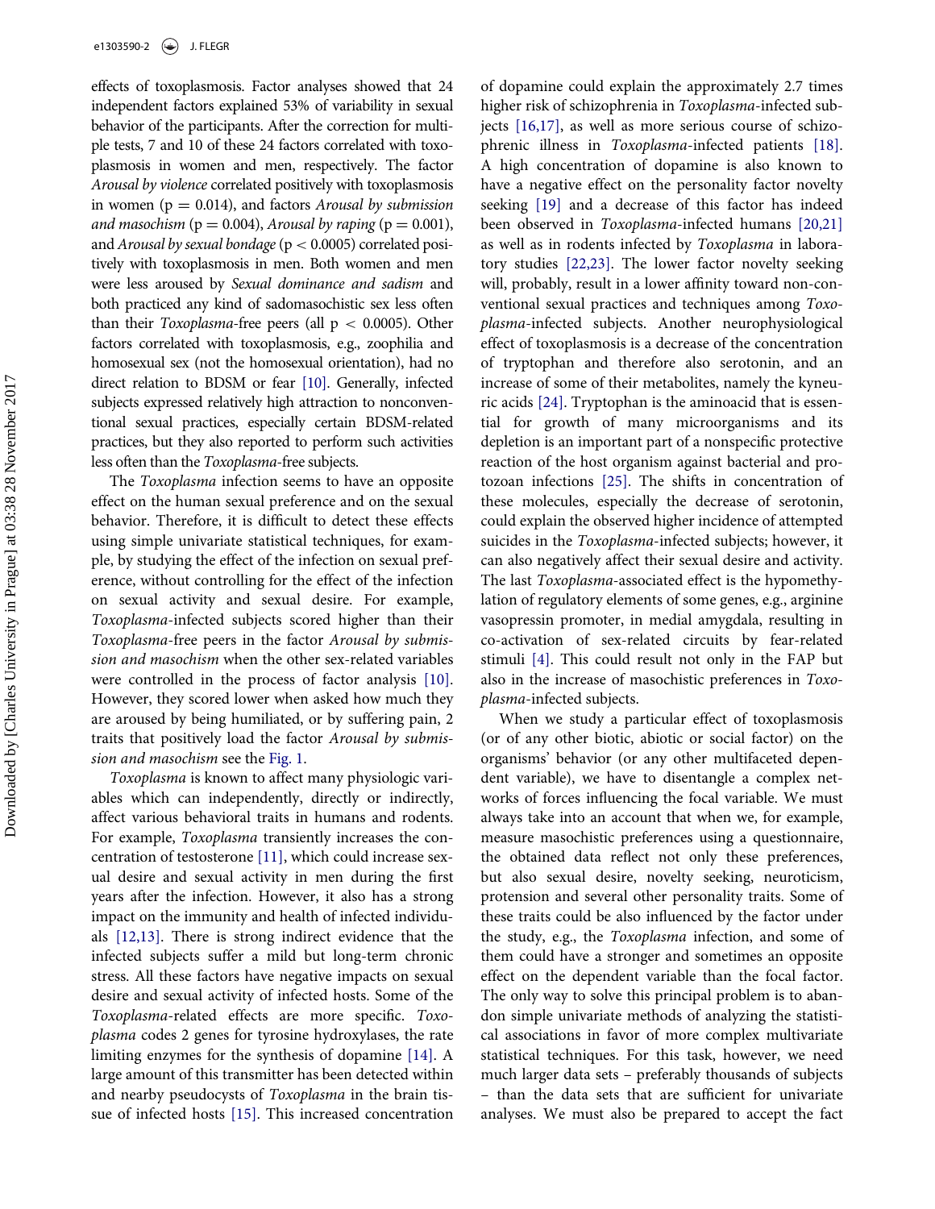effects of toxoplasmosis. Factor analyses showed that 24 independent factors explained 53% of variability in sexual behavior of the participants. After the correction for multiple tests, 7 and 10 of these 24 factors correlated with toxoplasmosis in women and men, respectively. The factor *Arousal by violence* correlated positively with toxoplasmosis in women ($p = 0.014$), and factors *Arousal by submission and masochism* ($p = 0.004$), *Arousal by raping* ($p = 0.001$), and *Arousal by sexual bondage* ($p < 0.0005$) correlated positively with toxoplasmosis in men. Both women and men were less aroused by *Sexual dominance and sadism* and both practiced any kind of sadomasochistic sex less often than their *Toxoplasma*-free peers (all $p < 0.0005$). Other factors correlated with toxoplasmosis, e.g., zoophilia and homosexual sex (not the homosexual orientation), had no direct relation to BDSM or fear [10]. Generally, infected subjects expressed relatively high attraction to nonconventional sexual practices, especially certain BDSM-related practices, but they also reported to perform such activities less often than the *Toxoplasma*-free subjects.

The *Toxoplasma* infection seems to have an opposite effect on the human sexual preference and on the sexual behavior. Therefore, it is difficult to detect these effects using simple univariate statistical techniques, for example, by studying the effect of the infection on sexual preference, without controlling for the effect of the infection on sexual activity and sexual desire. For example, *Toxoplasma*-infected subjects scored higher than their *Toxoplasma*-free peers in the factor *Arousal by submission and masochism* when the other sex-related variables were controlled in the process of factor analysis [10]. However, they scored lower when asked how much they are aroused by being humiliated, or by suffering pain, 2 traits that positively load the factor *Arousal by submission and masochism* see the Fig. 1.

*Toxoplasma* is known to affect many physiologic variables which can independently, directly or indirectly, affect various behavioral traits in humans and rodents. For example, *Toxoplasma* transiently increases the concentration of testosterone [11], which could increase sexual desire and sexual activity in men during the first years after the infection. However, it also has a strong impact on the immunity and health of infected individuals [12,13]. There is strong indirect evidence that the infected subjects suffer a mild but long-term chronic stress. All these factors have negative impacts on sexual desire and sexual activity of infected hosts. Some of the *Toxoplasma*-related effects are more specific. *Toxoplasma* codes 2 genes for tyrosine hydroxylases, the rate limiting enzymes for the synthesis of dopamine [14]. A large amount of this transmitter has been detected within and nearby pseudocysts of *Toxoplasma* in the brain tissue of infected hosts [15]. This increased concentration of dopamine could explain the approximately 2.7 times higher risk of schizophrenia in *Toxoplasma*-infected subjects [16,17], as well as more serious course of schizophrenic illness in *Toxoplasma*-infected patients [18]. A high concentration of dopamine is also known to have a negative effect on the personality factor novelty seeking [19] and a decrease of this factor has indeed been observed in *Toxoplasma*-infected humans [20,21] as well as in rodents infected by *Toxoplasma* in laboratory studies [22,23]. The lower factor novelty seeking will, probably, result in a lower affinity toward non-conventional sexual practices and techniques among *Toxoplasma*-infected subjects. Another neurophysiological effect of toxoplasmosis is a decrease of the concentration of tryptophan and therefore also serotonin, and an increase of some of their metabolites, namely the kyneuric acids [24]. Tryptophan is the aminoacid that is essential for growth of many microorganisms and its depletion is an important part of a nonspecific protective reaction of the host organism against bacterial and protozoan infections [25]. The shifts in concentration of these molecules, especially the decrease of serotonin, could explain the observed higher incidence of attempted suicides in the *Toxoplasma*-infected subjects; however, it can also negatively affect their sexual desire and activity. The last *Toxoplasma*-associated effect is the hypomethylation of regulatory elements of some genes, e.g., arginine vasopressin promoter, in medial amygdala, resulting in co-activation of sex-related circuits by fear-related stimuli [4]. This could result not only in the FAP but also in the increase of masochistic preferences in *Toxoplasma*-infected subjects.

When we study a particular effect of toxoplasmosis (or of any other biotic, abiotic or social factor) on the organisms' behavior (or any other multifaceted dependent variable), we have to disentangle a complex networks of forces influencing the focal variable. We must always take into an account that when we, for example, measure masochistic preferences using a questionnaire, the obtained data reflect not only these preferences, but also sexual desire, novelty seeking, neuroticism, protension and several other personality traits. Some of these traits could be also influenced by the factor under the study, e.g., the *Toxoplasma* infection, and some of them could have a stronger and sometimes an opposite effect on the dependent variable than the focal factor. The only way to solve this principal problem is to abandon simple univariate methods of analyzing the statistical associations in favor of more complex multivariate statistical techniques. For this task, however, we need much larger data sets – preferably thousands of subjects – than the data sets that are sufficient for univariate analyses. We must also be prepared to accept the fact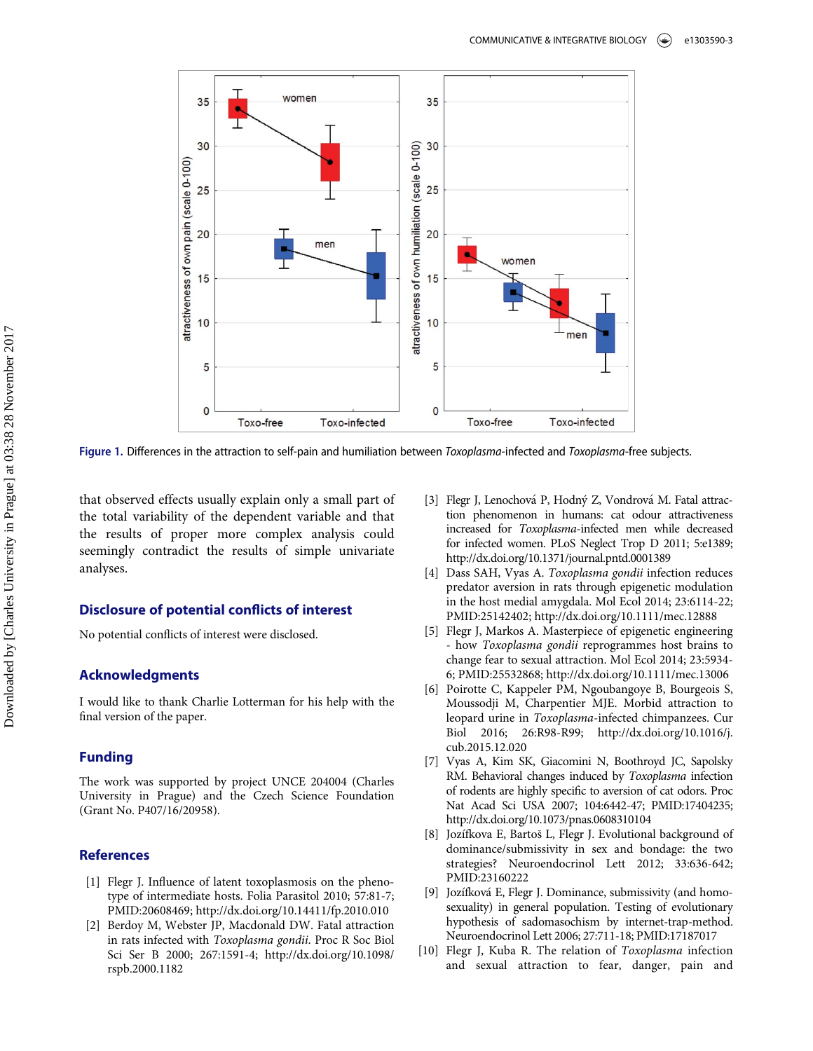Figure 1. Differences in the attraction to self-pain and humiliation between *Toxoplasma*-infected and *Toxoplasma*-free subjects.

that observed effects usually explain only a small part of the total variability of the dependent variable and that the results of proper more complex analysis could seemingly contradict the results of simple univariate analyses.

## Disclosure of potential conflicts of interest

No potential conflicts of interest were disclosed.

## Acknowledgments

I would like to thank Charlie Lotterman for his help with the final version of the paper.

## Funding

The work was supported by project UNCE 204004 (Charles University in Prague) and the Czech Science Foundation (Grant No. P407/16/20958).

## References

[1] Flegr J. Influence of latent toxoplasmosis on the phenotype of intermediate hosts. Folia Parasitol 2010; 57:81-7; PMID:20608469; http://dx.doi.org/10.14411/fp.2010.010

[2] Berdoy M, Webster JP, Macdonald DW. Fatal attraction in rats infected with *Toxoplasma gondii*. Proc R Soc Biol Sci Ser B 2000; 267:1591-4; http://dx.doi.org/10.1098/rspb.2000.1182

[3] Flegr J, Lenochová P, Hodný Z, Vondrová M. Fatal attraction phenomenon in humans: cat odour attractiveness increased for *Toxoplasma*-infected men while decreased for infected women. PLoS Neglect Trop D 2011; 5:e1389; http://dx.doi.org/10.1371/journal.pntd.0001389

[4] Dass SAH, Vyas A. *Toxoplasma gondii* infection reduces predator aversion in rats through epigenetic modulation in the host medial amygdala. Mol Ecol 2014; 23:6114-22; PMID:25142402; http://dx.doi.org/10.1111/mec.12888

[5] Flegr J, Markos A. Masterpiece of epigenetic engineering - how *Toxoplasma gondii* reprogrammes host brains to change fear to sexual attraction. Mol Ecol 2014; 23:5934-6; PMID:25532868; http://dx.doi.org/10.1111/mec.13006

[6] Poirotte C, Kappeler PM, Ngoubangoye B, Bourgeois S, Moussodji M, Charpentier MJE. Morbid attraction to leopard urine in *Toxoplasma*-infected chimpanzees. Cur Biol 2016; 26:R98-R99; http://dx.doi.org/10.1016/j.cub.2015.12.020

[7] Vyas A, Kim SK, Giacomini N, Boothroyd JC, Sapolsky RM. Behavioral changes induced by *Toxoplasma* infection of rodents are highly specific to aversion of cat odors. Proc Nat Acad Sci USA 2007; 104:6442-47; PMID:17404235; http://dx.doi.org/10.1073/pnas.0608310104

[8] Jozífkova E, Bartoš L, Flegr J. Evolutional background of dominance/submissivity in sex and bondage: the two strategies? Neuroendocrinol Lett 2012; 33:636-642; PMID:23160222

[9] Jozífková E, Flegr J. Dominance, submissivity (and homosexuality) in general population. Testing of evolutionary hypothesis of sadomasochism by internet-trap-method. Neuroendocrinol Lett 2006; 27:711-18; PMID:17187017

[10] Flegr J, Kuba R. The relation of *Toxoplasma* infection and sexual attraction to fear, danger, pain and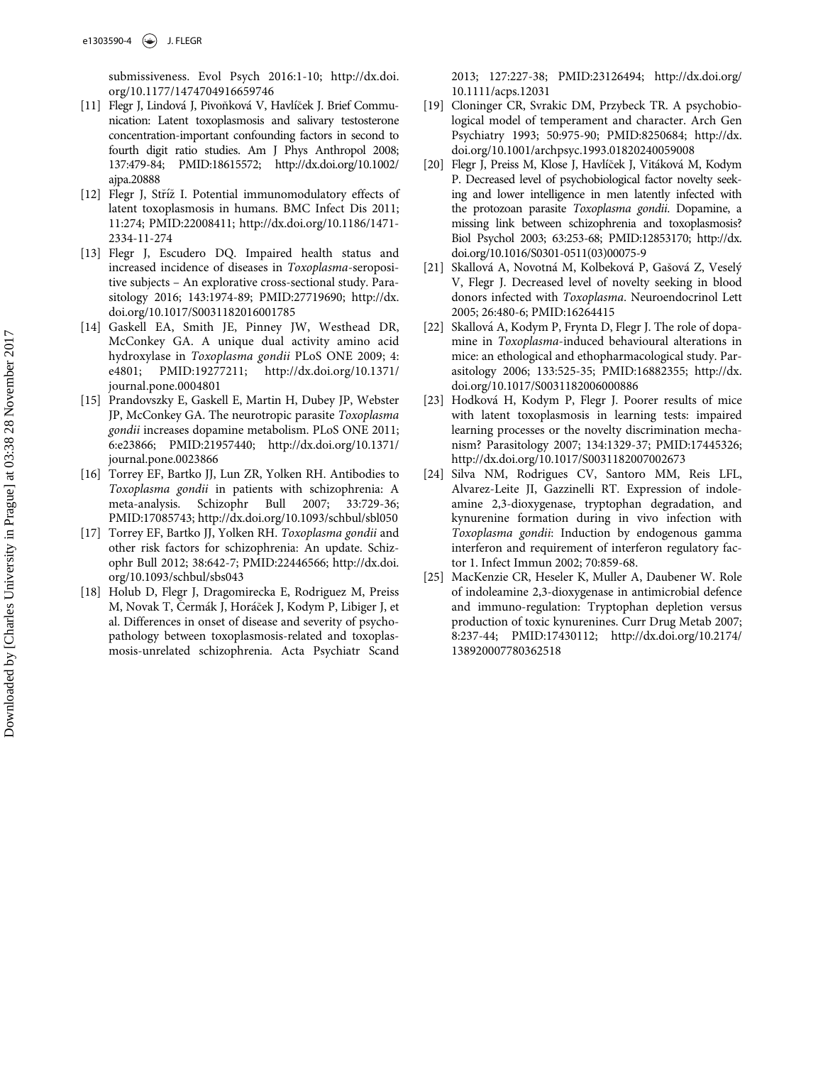submissiveness. Evol Psych 2016:1-10; http://dx.doi.org/10.1177/1474704916659746

[11] Flegr J, Lindová J, Pivoňková V, Havlíček J. Brief Communication: Latent toxoplasmosis and salivary testosterone concentration-important confounding factors in second to fourth digit ratio studies. Am J Phys Anthropol 2008; 137:479-84; PMID:18615572; http://dx.doi.org/10.1002/ajpa.20888

[12] Flegr J, Stříž I. Potential immunomodulatory effects of latent toxoplasmosis in humans. BMC Infect Dis 2011; 11:274; PMID:22008411; http://dx.doi.org/10.1186/1471-2334-11-274

[13] Flegr J, Escudero DQ. Impaired health status and increased incidence of diseases in *Toxoplasma*-seropositive subjects – An explorative cross-sectional study. Parasitology 2016; 143:1974-89; PMID:27719690; http://dx.doi.org/10.1017/S0031182016001785

[14] Gaskell EA, Smith JE, Pinney JW, Westhead DR, McConkey GA. A unique dual activity amino acid hydroxylase in *Toxoplasma gondii* PLoS ONE 2009; 4:e4801; PMID:19277211; http://dx.doi.org/10.1371/journal.pone.0004801

[15] Prandovszky E, Gaskell E, Martin H, Dubey JP, Webster JP, McConkey GA. The neurotropic parasite *Toxoplasma gondii* increases dopamine metabolism. PLoS ONE 2011; 6:e23866; PMID:21957440; http://dx.doi.org/10.1371/journal.pone.0023866

[16] Torrey EF, Bartko JJ, Lun ZR, Yolken RH. Antibodies to *Toxoplasma gondii* in patients with schizophrenia: A meta-analysis. Schizophr Bull 2007; 33:729-36; PMID:17085743; http://dx.doi.org/10.1093/schbul/sbl050

[17] Torrey EF, Bartko JJ, Yolken RH. *Toxoplasma gondii* and other risk factors for schizophrenia: An update. Schizophr Bull 2012; 38:642-7; PMID:22446566; http://dx.doi.org/10.1093/schbul/sbs043

[18] Holub D, Flegr J, Dragomirecka E, Rodriguez M, Preiss M, Novak T, Čermák J, Horáček J, Kodym P, Libiger J, et al. Differences in onset of disease and severity of psychopathology between toxoplasmosis-related and toxoplasmosis-unrelated schizophrenia. Acta Psychiatr Scand 2013; 127:227-38; PMID:23126494; http://dx.doi.org/10.1111/acps.12031

[19] Cloninger CR, Svrakic DM, Przybeck TR. A psychobiological model of temperament and character. Arch Gen Psychiatry 1993; 50:975-90; PMID:8250684; http://dx.doi.org/10.1001/archpsyc.1993.01820240059008

[20] Flegr J, Preiss M, Klose J, Havlíček J, Vitáková M, Kodym P. Decreased level of psychobiological factor novelty seeking and lower intelligence in men latently infected with the protozoan parasite *Toxoplasma gondii*. Dopamine, a missing link between schizophrenia and toxoplasmosis? Biol Psychol 2003; 63:253-68; PMID:12853170; http://dx.doi.org/10.1016/S0301-0511(03)00075-9

[21] Skallová A, Novotná M, Kolbeková P, Gašová Z, Veselý V, Flegr J. Decreased level of novelty seeking in blood donors infected with *Toxoplasma*. Neuroendocrinol Lett 2005; 26:480-6; PMID:16264415

[22] Skallová A, Kodym P, Frynta D, Flegr J. The role of dopamine in *Toxoplasma*-induced behavioural alterations in mice: an ethological and ethopharmacological study. Parasitology 2006; 133:525-35; PMID:16882355; http://dx.doi.org/10.1017/S0031182006000886

[23] Hodková H, Kodym P, Flegr J. Poorer results of mice with latent toxoplasmosis in learning tests: impaired learning processes or the novelty discrimination mechanism? Parasitology 2007; 134:1329-37; PMID:17445326; http://dx.doi.org/10.1017/S0031182007002673

[24] Silva NM, Rodrigues CV, Santoro MM, Reis LFL, Alvarez-Leite JI, Gazzinelli RT. Expression of indoleamine 2,3-dioxygenase, tryptophan degradation, and kynurenine formation during in vivo infection with *Toxoplasma gondii*: Induction by endogenous gamma interferon and requirement of interferon regulatory factor 1. Infect Immun 2002; 70:859-68.

[25] MacKenzie CR, Heseler K, Muller A, Daubener W. Role of indoleamine 2,3-dioxygenase in antimicrobial defence and immuno-regulation: Tryptophan depletion versus production of toxic kynurenines. Curr Drug Metab 2007; 8:237-44; PMID:17430112; http://dx.doi.org/10.2174/138920007780362518